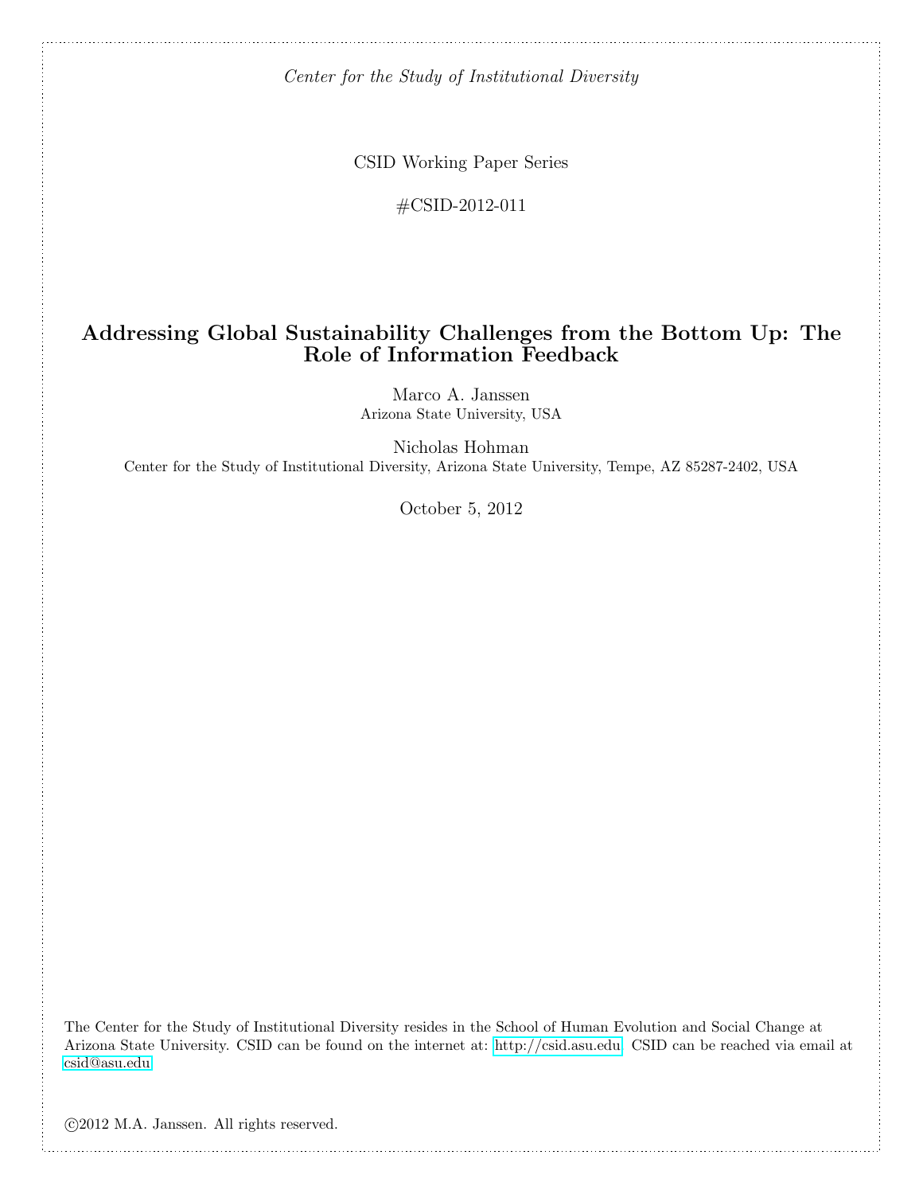*Center for the Study of Institutional Diversity*

CSID Working Paper Series

#CSID-2012-011

# Addressing Global Sustainability Challenges from the Bottom Up: The Role of Information Feedback

Marco A. Janssen
Arizona State University, USA

Nicholas Hohman
Center for the Study of Institutional Diversity, Arizona State University, Tempe, AZ 85287-2402, USA

October 5, 2012

The Center for the Study of Institutional Diversity resides in the School of Human Evolution and Social Change at Arizona State University. CSID can be found on the internet at: http://csid.asu.edu. CSID can be reached via email at csid@asu.edu

©2012 M.A. Janssen. All rights reserved.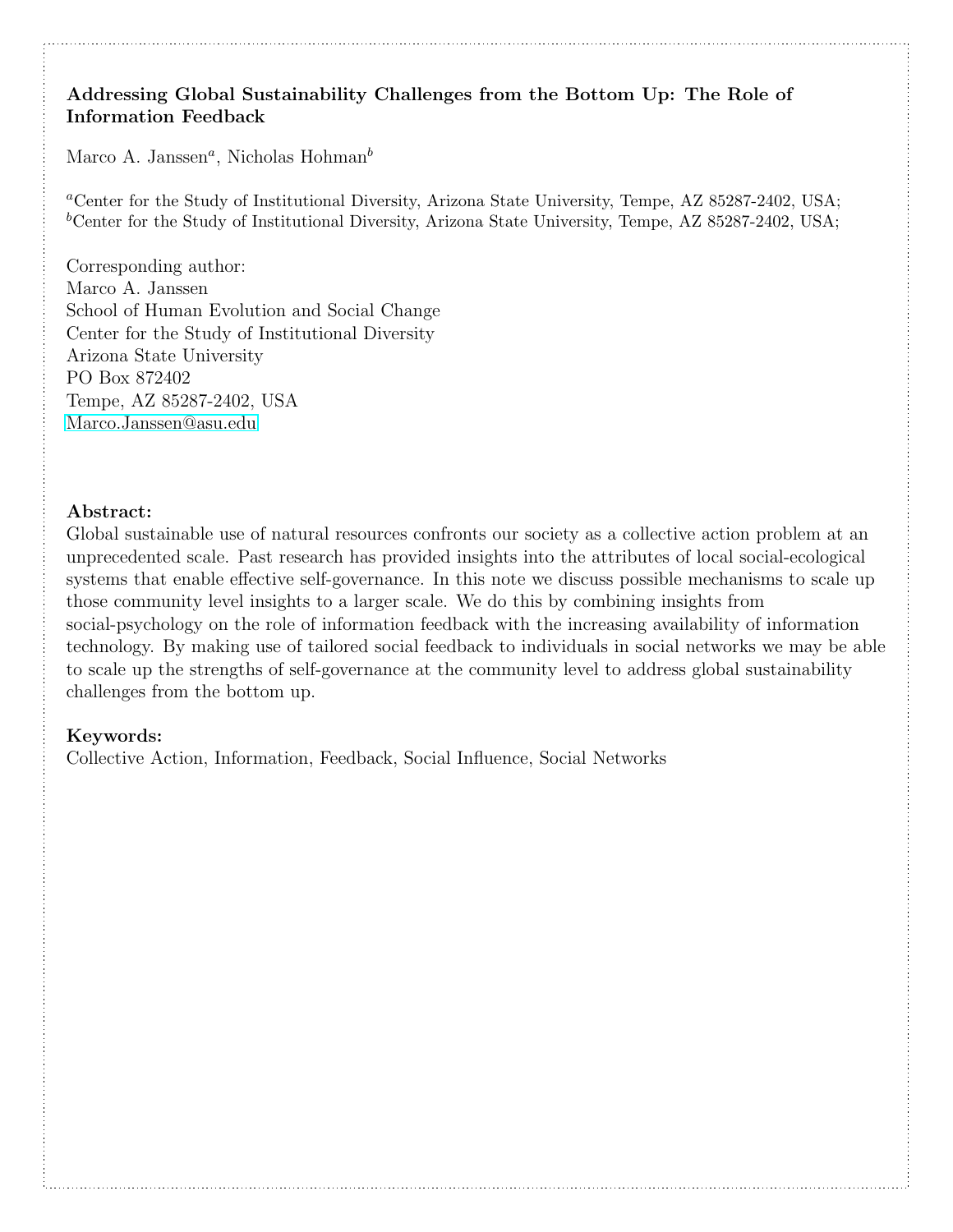**Addressing Global Sustainability Challenges from the Bottom Up: The Role of Information Feedback**

Marco A. Janssen[a], Nicholas Hohman[b]

[a]Center for the Study of Institutional Diversity, Arizona State University, Tempe, AZ 85287-2402, USA;
[b]Center for the Study of Institutional Diversity, Arizona State University, Tempe, AZ 85287-2402, USA;

Corresponding author:
Marco A. Janssen
School of Human Evolution and Social Change
Center for the Study of Institutional Diversity
Arizona State University
PO Box 872402
Tempe, AZ 85287-2402, USA
Marco.Janssen@asu.edu

**Abstract:**
Global sustainable use of natural resources confronts our society as a collective action problem at an unprecedented scale. Past research has provided insights into the attributes of local social-ecological systems that enable effective self-governance. In this note we discuss possible mechanisms to scale up those community level insights to a larger scale. We do this by combining insights from social-psychology on the role of information feedback with the increasing availability of information technology. By making use of tailored social feedback to individuals in social networks we may be able to scale up the strengths of self-governance at the community level to address global sustainability challenges from the bottom up.

**Keywords:**
Collective Action, Information, Feedback, Social Influence, Social Networks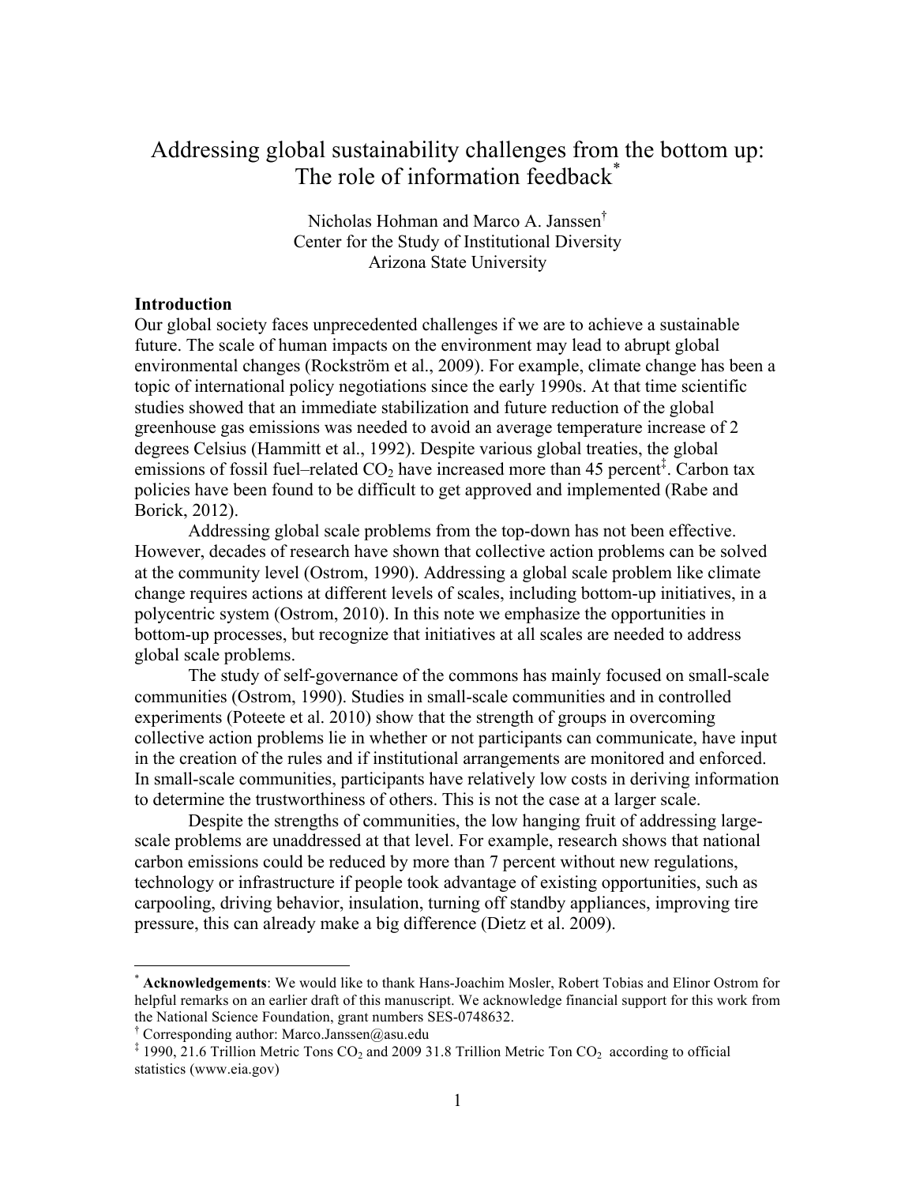# Addressing global sustainability challenges from the bottom up: The role of information feedback[*]

Nicholas Hohman and Marco A. Janssen[†]
Center for the Study of Institutional Diversity
Arizona State University

## Introduction

Our global society faces unprecedented challenges if we are to achieve a sustainable future. The scale of human impacts on the environment may lead to abrupt global environmental changes (Rockström et al., 2009). For example, climate change has been a topic of international policy negotiations since the early 1990s. At that time scientific studies showed that an immediate stabilization and future reduction of the global greenhouse gas emissions was needed to avoid an average temperature increase of 2 degrees Celsius (Hammitt et al., 1992). Despite various global treaties, the global emissions of fossil fuel–related $CO_2$ have increased more than 45 percent[‡]. Carbon tax policies have been found to be difficult to get approved and implemented (Rabe and Borick, 2012).

Addressing global scale problems from the top-down has not been effective. However, decades of research have shown that collective action problems can be solved at the community level (Ostrom, 1990). Addressing a global scale problem like climate change requires actions at different levels of scales, including bottom-up initiatives, in a polycentric system (Ostrom, 2010). In this note we emphasize the opportunities in bottom-up processes, but recognize that initiatives at all scales are needed to address global scale problems.

The study of self-governance of the commons has mainly focused on small-scale communities (Ostrom, 1990). Studies in small-scale communities and in controlled experiments (Poteete et al. 2010) show that the strength of groups in overcoming collective action problems lie in whether or not participants can communicate, have input in the creation of the rules and if institutional arrangements are monitored and enforced. In small-scale communities, participants have relatively low costs in deriving information to determine the trustworthiness of others. This is not the case at a larger scale.

Despite the strengths of communities, the low hanging fruit of addressing large-scale problems are unaddressed at that level. For example, research shows that national carbon emissions could be reduced by more than 7 percent without new regulations, technology or infrastructure if people took advantage of existing opportunities, such as carpooling, driving behavior, insulation, turning off standby appliances, improving tire pressure, this can already make a big difference (Dietz et al. 2009).

---

[*] **Acknowledgements**: We would like to thank Hans-Joachim Mosler, Robert Tobias and Elinor Ostrom for helpful remarks on an earlier draft of this manuscript. We acknowledge financial support for this work from the National Science Foundation, grant numbers SES-0748632.

[†] Corresponding author: Marco.Janssen@asu.edu

[‡] 1990, 21.6 Trillion Metric Tons $CO_2$ and 2009 31.8 Trillion Metric Ton $CO_2$ according to official statistics (www.eia.gov)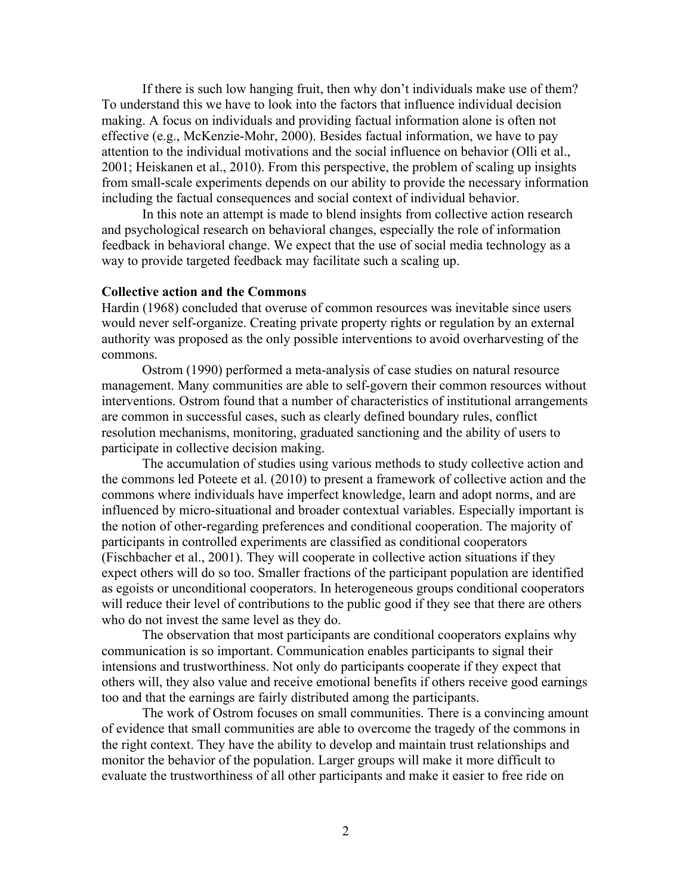If there is such low hanging fruit, then why don't individuals make use of them? To understand this we have to look into the factors that influence individual decision making. A focus on individuals and providing factual information alone is often not effective (e.g., McKenzie-Mohr, 2000). Besides factual information, we have to pay attention to the individual motivations and the social influence on behavior (Olli et al., 2001; Heiskanen et al., 2010). From this perspective, the problem of scaling up insights from small-scale experiments depends on our ability to provide the necessary information including the factual consequences and social context of individual behavior.

In this note an attempt is made to blend insights from collective action research and psychological research on behavioral changes, especially the role of information feedback in behavioral change. We expect that the use of social media technology as a way to provide targeted feedback may facilitate such a scaling up.

**Collective action and the Commons**

Hardin (1968) concluded that overuse of common resources was inevitable since users would never self-organize. Creating private property rights or regulation by an external authority was proposed as the only possible interventions to avoid overharvesting of the commons.

Ostrom (1990) performed a meta-analysis of case studies on natural resource management. Many communities are able to self-govern their common resources without interventions. Ostrom found that a number of characteristics of institutional arrangements are common in successful cases, such as clearly defined boundary rules, conflict resolution mechanisms, monitoring, graduated sanctioning and the ability of users to participate in collective decision making.

The accumulation of studies using various methods to study collective action and the commons led Poteete et al. (2010) to present a framework of collective action and the commons where individuals have imperfect knowledge, learn and adopt norms, and are influenced by micro-situational and broader contextual variables. Especially important is the notion of other-regarding preferences and conditional cooperation. The majority of participants in controlled experiments are classified as conditional cooperators (Fischbacher et al., 2001). They will cooperate in collective action situations if they expect others will do so too. Smaller fractions of the participant population are identified as egoists or unconditional cooperators. In heterogeneous groups conditional cooperators will reduce their level of contributions to the public good if they see that there are others who do not invest the same level as they do.

The observation that most participants are conditional cooperators explains why communication is so important. Communication enables participants to signal their intensions and trustworthiness. Not only do participants cooperate if they expect that others will, they also value and receive emotional benefits if others receive good earnings too and that the earnings are fairly distributed among the participants.

The work of Ostrom focuses on small communities. There is a convincing amount of evidence that small communities are able to overcome the tragedy of the commons in the right context. They have the ability to develop and maintain trust relationships and monitor the behavior of the population. Larger groups will make it more difficult to evaluate the trustworthiness of all other participants and make it easier to free ride on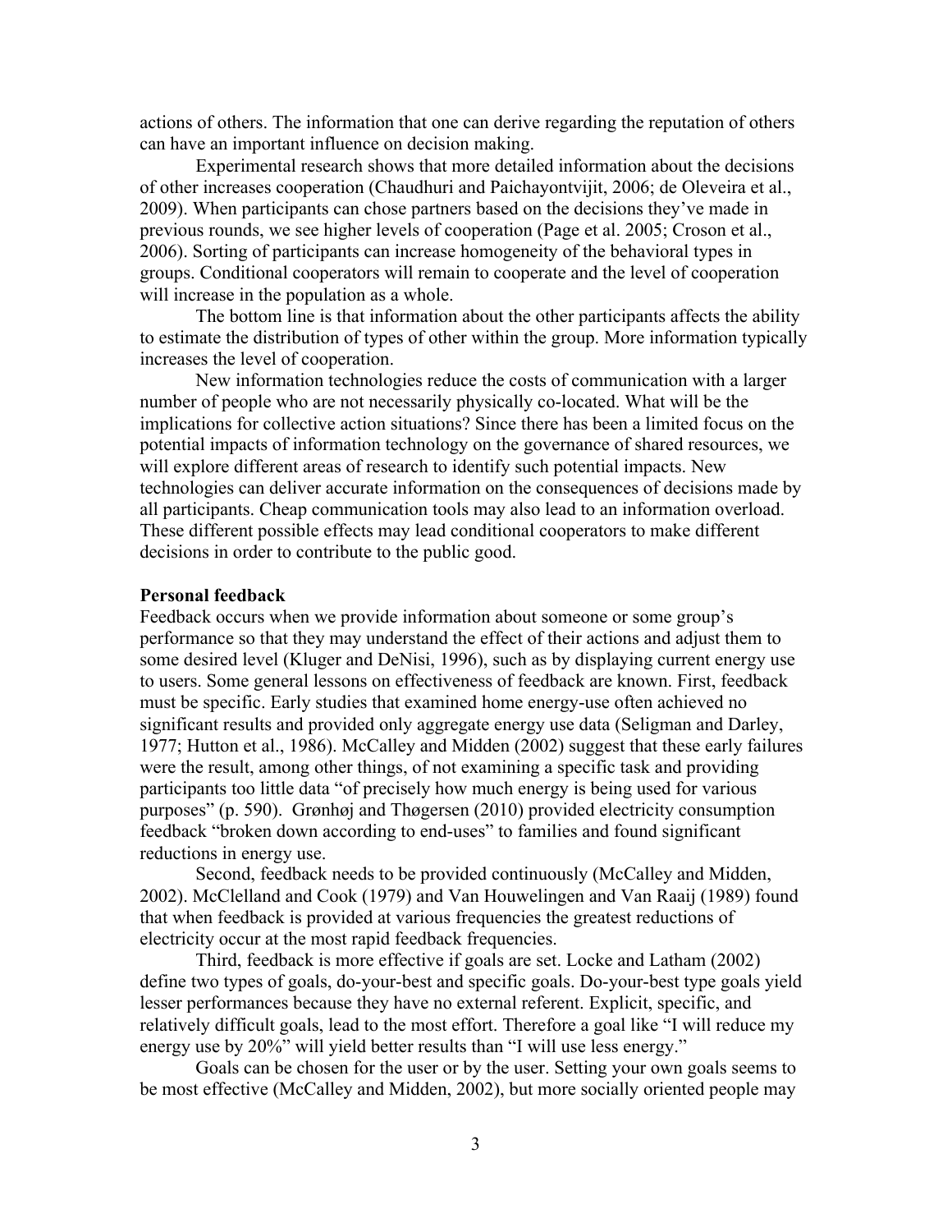actions of others. The information that one can derive regarding the reputation of others can have an important influence on decision making.

Experimental research shows that more detailed information about the decisions of other increases cooperation (Chaudhuri and Paichayontvijit, 2006; de Oleveira et al., 2009). When participants can chose partners based on the decisions they've made in previous rounds, we see higher levels of cooperation (Page et al. 2005; Croson et al., 2006). Sorting of participants can increase homogeneity of the behavioral types in groups. Conditional cooperators will remain to cooperate and the level of cooperation will increase in the population as a whole.

The bottom line is that information about the other participants affects the ability to estimate the distribution of types of other within the group. More information typically increases the level of cooperation.

New information technologies reduce the costs of communication with a larger number of people who are not necessarily physically co-located. What will be the implications for collective action situations? Since there has been a limited focus on the potential impacts of information technology on the governance of shared resources, we will explore different areas of research to identify such potential impacts. New technologies can deliver accurate information on the consequences of decisions made by all participants. Cheap communication tools may also lead to an information overload. These different possible effects may lead conditional cooperators to make different decisions in order to contribute to the public good.

**Personal feedback**

Feedback occurs when we provide information about someone or some group's performance so that they may understand the effect of their actions and adjust them to some desired level (Kluger and DeNisi, 1996), such as by displaying current energy use to users. Some general lessons on effectiveness of feedback are known. First, feedback must be specific. Early studies that examined home energy-use often achieved no significant results and provided only aggregate energy use data (Seligman and Darley, 1977; Hutton et al., 1986). McCalley and Midden (2002) suggest that these early failures were the result, among other things, of not examining a specific task and providing participants too little data "of precisely how much energy is being used for various purposes" (p. 590). Grønhøj and Thøgersen (2010) provided electricity consumption feedback "broken down according to end-uses" to families and found significant reductions in energy use.

Second, feedback needs to be provided continuously (McCalley and Midden, 2002). McClelland and Cook (1979) and Van Houwelingen and Van Raaij (1989) found that when feedback is provided at various frequencies the greatest reductions of electricity occur at the most rapid feedback frequencies.

Third, feedback is more effective if goals are set. Locke and Latham (2002) define two types of goals, do-your-best and specific goals. Do-your-best type goals yield lesser performances because they have no external referent. Explicit, specific, and relatively difficult goals, lead to the most effort. Therefore a goal like "I will reduce my energy use by 20%" will yield better results than "I will use less energy."

Goals can be chosen for the user or by the user. Setting your own goals seems to be most effective (McCalley and Midden, 2002), but more socially oriented people may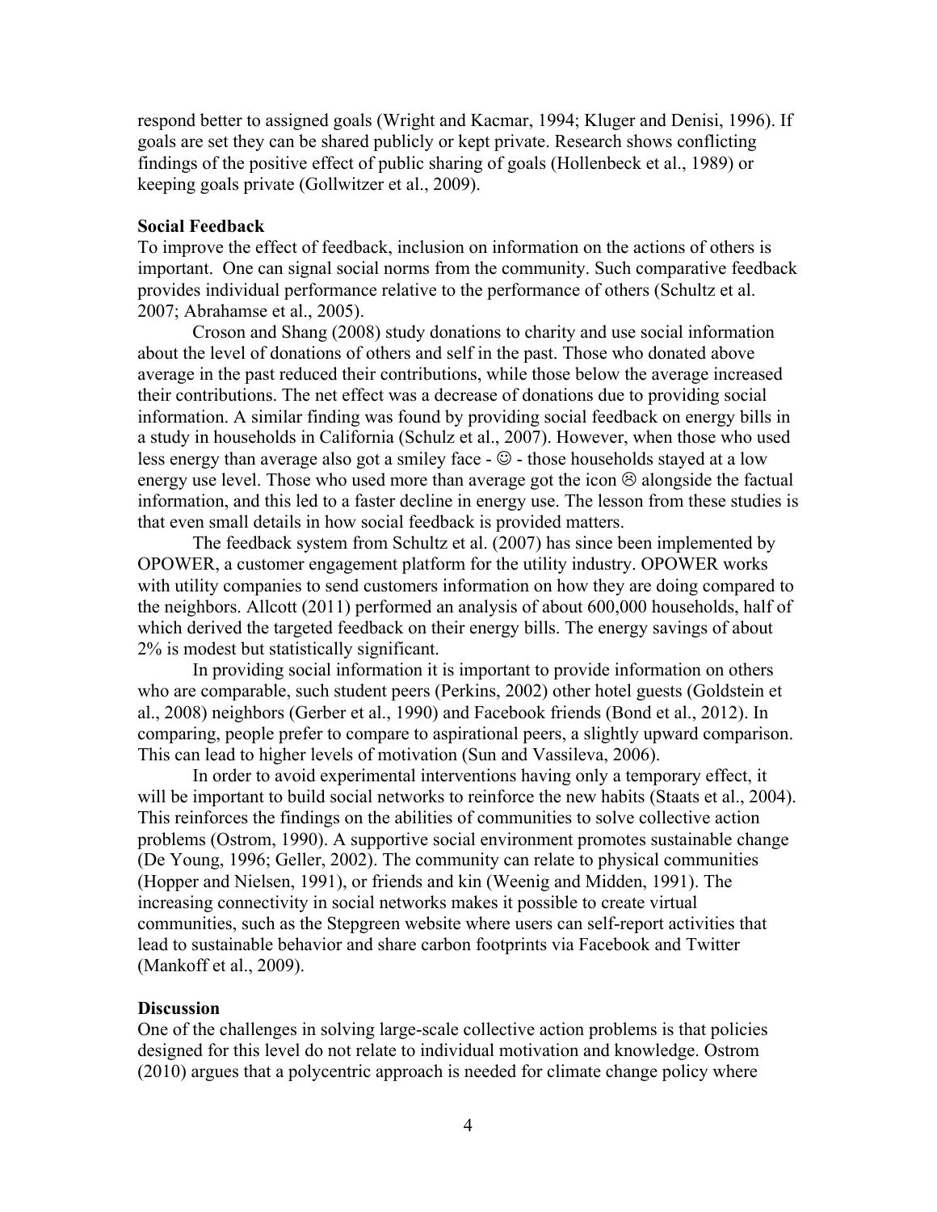respond better to assigned goals (Wright and Kacmar, 1994; Kluger and Denisi, 1996). If goals are set they can be shared publicly or kept private. Research shows conflicting findings of the positive effect of public sharing of goals (Hollenbeck et al., 1989) or keeping goals private (Gollwitzer et al., 2009).

**Social Feedback**

To improve the effect of feedback, inclusion on information on the actions of others is important. One can signal social norms from the community. Such comparative feedback provides individual performance relative to the performance of others (Schultz et al. 2007; Abrahamse et al., 2005).

Croson and Shang (2008) study donations to charity and use social information about the level of donations of others and self in the past. Those who donated above average in the past reduced their contributions, while those below the average increased their contributions. The net effect was a decrease of donations due to providing social information. A similar finding was found by providing social feedback on energy bills in a study in households in California (Schulz et al., 2007). However, when those who used less energy than average also got a smiley face - ☺ - those households stayed at a low energy use level. Those who used more than average got the icon ☹ alongside the factual information, and this led to a faster decline in energy use. The lesson from these studies is that even small details in how social feedback is provided matters.

The feedback system from Schultz et al. (2007) has since been implemented by OPOWER, a customer engagement platform for the utility industry. OPOWER works with utility companies to send customers information on how they are doing compared to the neighbors. Allcott (2011) performed an analysis of about 600,000 households, half of which derived the targeted feedback on their energy bills. The energy savings of about 2% is modest but statistically significant.

In providing social information it is important to provide information on others who are comparable, such student peers (Perkins, 2002) other hotel guests (Goldstein et al., 2008) neighbors (Gerber et al., 1990) and Facebook friends (Bond et al., 2012). In comparing, people prefer to compare to aspirational peers, a slightly upward comparison. This can lead to higher levels of motivation (Sun and Vassileva, 2006).

In order to avoid experimental interventions having only a temporary effect, it will be important to build social networks to reinforce the new habits (Staats et al., 2004). This reinforces the findings on the abilities of communities to solve collective action problems (Ostrom, 1990). A supportive social environment promotes sustainable change (De Young, 1996; Geller, 2002). The community can relate to physical communities (Hopper and Nielsen, 1991), or friends and kin (Weenig and Midden, 1991). The increasing connectivity in social networks makes it possible to create virtual communities, such as the Stepgreen website where users can self-report activities that lead to sustainable behavior and share carbon footprints via Facebook and Twitter (Mankoff et al., 2009).

**Discussion**

One of the challenges in solving large-scale collective action problems is that policies designed for this level do not relate to individual motivation and knowledge. Ostrom (2010) argues that a polycentric approach is needed for climate change policy where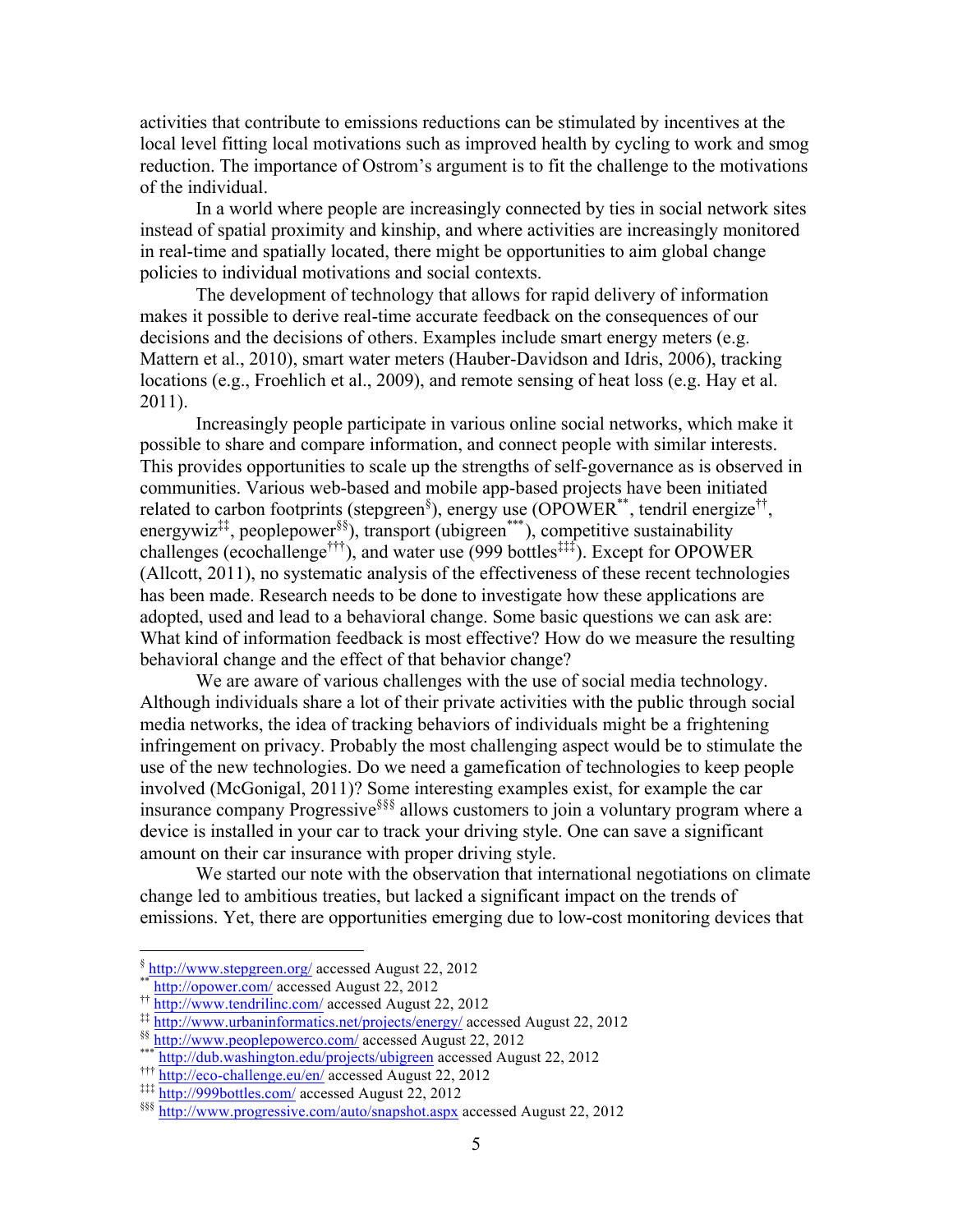activities that contribute to emissions reductions can be stimulated by incentives at the local level fitting local motivations such as improved health by cycling to work and smog reduction. The importance of Ostrom's argument is to fit the challenge to the motivations of the individual.

In a world where people are increasingly connected by ties in social network sites instead of spatial proximity and kinship, and where activities are increasingly monitored in real-time and spatially located, there might be opportunities to aim global change policies to individual motivations and social contexts.

The development of technology that allows for rapid delivery of information makes it possible to derive real-time accurate feedback on the consequences of our decisions and the decisions of others. Examples include smart energy meters (e.g. Mattern et al., 2010), smart water meters (Hauber-Davidson and Idris, 2006), tracking locations (e.g., Froehlich et al., 2009), and remote sensing of heat loss (e.g. Hay et al. 2011).

Increasingly people participate in various online social networks, which make it possible to share and compare information, and connect people with similar interests. This provides opportunities to scale up the strengths of self-governance as is observed in communities. Various web-based and mobile app-based projects have been initiated related to carbon footprints (stepgreen[§]), energy use (OPOWER[**], tendril energize[††], energywiz[‡‡], peoplepower[§§]), transport (ubigreen[***]), competitive sustainability challenges (ecochallenge[†††]), and water use (999 bottles[‡‡‡]). Except for OPOWER (Allcott, 2011), no systematic analysis of the effectiveness of these recent technologies has been made. Research needs to be done to investigate how these applications are adopted, used and lead to a behavioral change. Some basic questions we can ask are: What kind of information feedback is most effective? How do we measure the resulting behavioral change and the effect of that behavior change?

We are aware of various challenges with the use of social media technology. Although individuals share a lot of their private activities with the public through social media networks, the idea of tracking behaviors of individuals might be a frightening infringement on privacy. Probably the most challenging aspect would be to stimulate the use of the new technologies. Do we need a gamefication of technologies to keep people involved (McGonigal, 2011)? Some interesting examples exist, for example the car insurance company Progressive[§§§] allows customers to join a voluntary program where a device is installed in your car to track your driving style. One can save a significant amount on their car insurance with proper driving style.

We started our note with the observation that international negotiations on climate change led to ambitious treaties, but lacked a significant impact on the trends of emissions. Yet, there are opportunities emerging due to low-cost monitoring devices that

---

[§] http://www.stepgreen.org/ accessed August 22, 2012

[**] http://opower.com/ accessed August 22, 2012

[††] http://www.tendrilinc.com/ accessed August 22, 2012

[‡‡] http://www.urbaninformatics.net/projects/energy/ accessed August 22, 2012

[§§] http://www.peoplepowerco.com/ accessed August 22, 2012

[***] http://dub.washington.edu/projects/ubigreen accessed August 22, 2012

[†††] http://eco-challenge.eu/en/ accessed August 22, 2012

[‡‡‡] http://999bottles.com/ accessed August 22, 2012

[§§§] http://www.progressive.com/auto/snapshot.aspx accessed August 22, 2012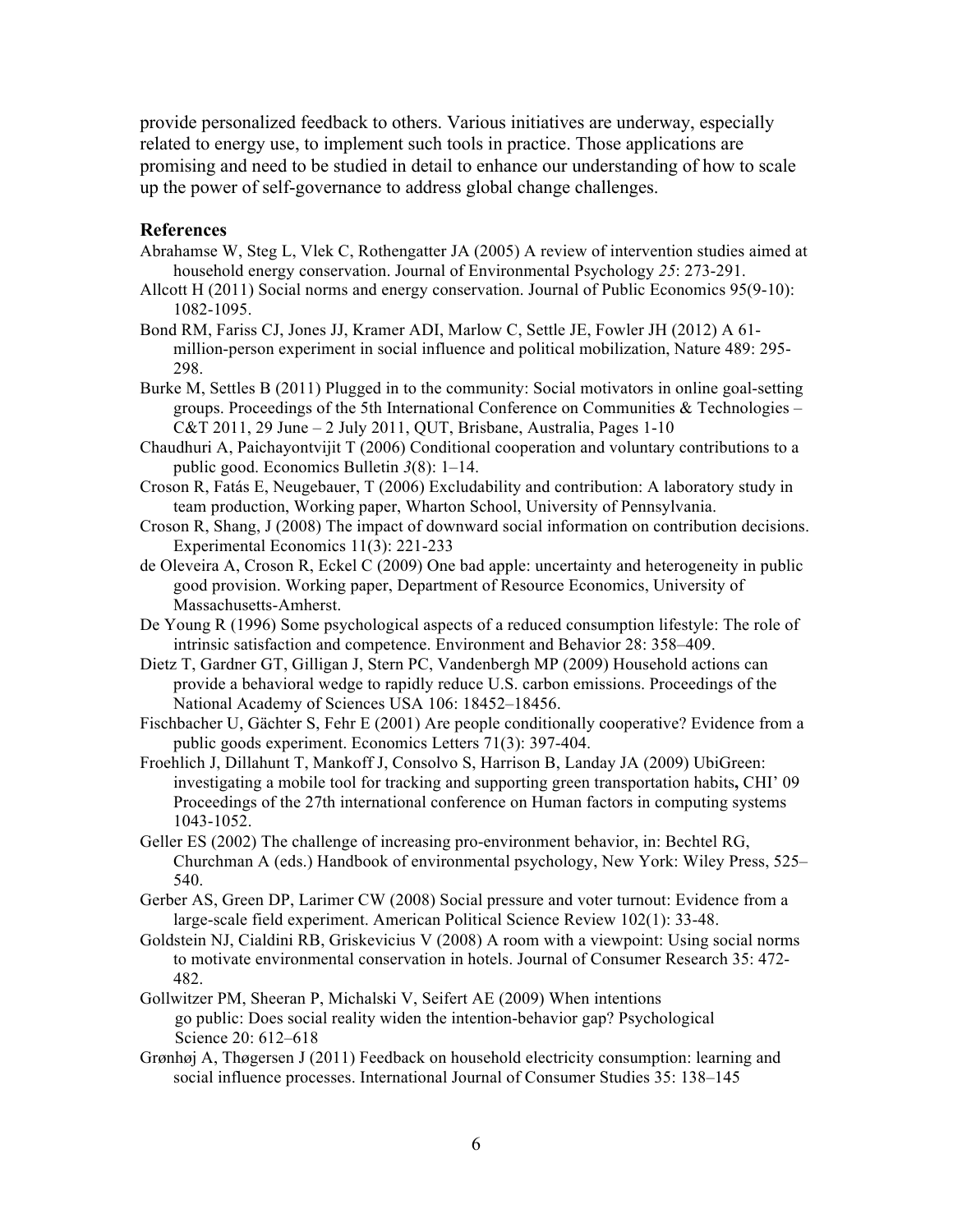provide personalized feedback to others. Various initiatives are underway, especially related to energy use, to implement such tools in practice. Those applications are promising and need to be studied in detail to enhance our understanding of how to scale up the power of self-governance to address global change challenges.

## References

Abrahamse W, Steg L, Vlek C, Rothengatter JA (2005) A review of intervention studies aimed at household energy conservation. Journal of Environmental Psychology *25*: 273-291.

Allcott H (2011) Social norms and energy conservation. Journal of Public Economics 95(9-10): 1082-1095.

Bond RM, Fariss CJ, Jones JJ, Kramer ADI, Marlow C, Settle JE, Fowler JH (2012) A 61-million-person experiment in social influence and political mobilization, Nature 489: 295-298.

Burke M, Settles B (2011) Plugged in to the community: Social motivators in online goal-setting groups. Proceedings of the 5th International Conference on Communities & Technologies – C&T 2011, 29 June – 2 July 2011, QUT, Brisbane, Australia, Pages 1-10

Chaudhuri A, Paichayontvijit T (2006) Conditional cooperation and voluntary contributions to a public good. Economics Bulletin *3*(8): 1–14.

Croson R, Fatás E, Neugebauer, T (2006) Excludability and contribution: A laboratory study in team production, Working paper, Wharton School, University of Pennsylvania.

Croson R, Shang, J (2008) The impact of downward social information on contribution decisions. Experimental Economics 11(3): 221-233

de Oleveira A, Croson R, Eckel C (2009) One bad apple: uncertainty and heterogeneity in public good provision. Working paper, Department of Resource Economics, University of Massachusetts-Amherst.

De Young R (1996) Some psychological aspects of a reduced consumption lifestyle: The role of intrinsic satisfaction and competence. Environment and Behavior 28: 358–409.

Dietz T, Gardner GT, Gilligan J, Stern PC, Vandenbergh MP (2009) Household actions can provide a behavioral wedge to rapidly reduce U.S. carbon emissions. Proceedings of the National Academy of Sciences USA 106: 18452–18456.

Fischbacher U, Gächter S, Fehr E (2001) Are people conditionally cooperative? Evidence from a public goods experiment. Economics Letters 71(3): 397-404.

Froehlich J, Dillahunt T, Mankoff J, Consolvo S, Harrison B, Landay JA (2009) UbiGreen: investigating a mobile tool for tracking and supporting green transportation habits**,** CHI' 09 Proceedings of the 27th international conference on Human factors in computing systems 1043-1052.

Geller ES (2002) The challenge of increasing pro-environment behavior, in: Bechtel RG, Churchman A (eds.) Handbook of environmental psychology, New York: Wiley Press, 525–540.

Gerber AS, Green DP, Larimer CW (2008) Social pressure and voter turnout: Evidence from a large-scale field experiment. American Political Science Review 102(1): 33-48.

Goldstein NJ, Cialdini RB, Griskevicius V (2008) A room with a viewpoint: Using social norms to motivate environmental conservation in hotels. Journal of Consumer Research 35: 472-482.

Gollwitzer PM, Sheeran P, Michalski V, Seifert AE (2009) When intentions go public: Does social reality widen the intention-behavior gap? Psychological Science 20: 612–618

Grønhøj A, Thøgersen J (2011) Feedback on household electricity consumption: learning and social influence processes. International Journal of Consumer Studies 35: 138–145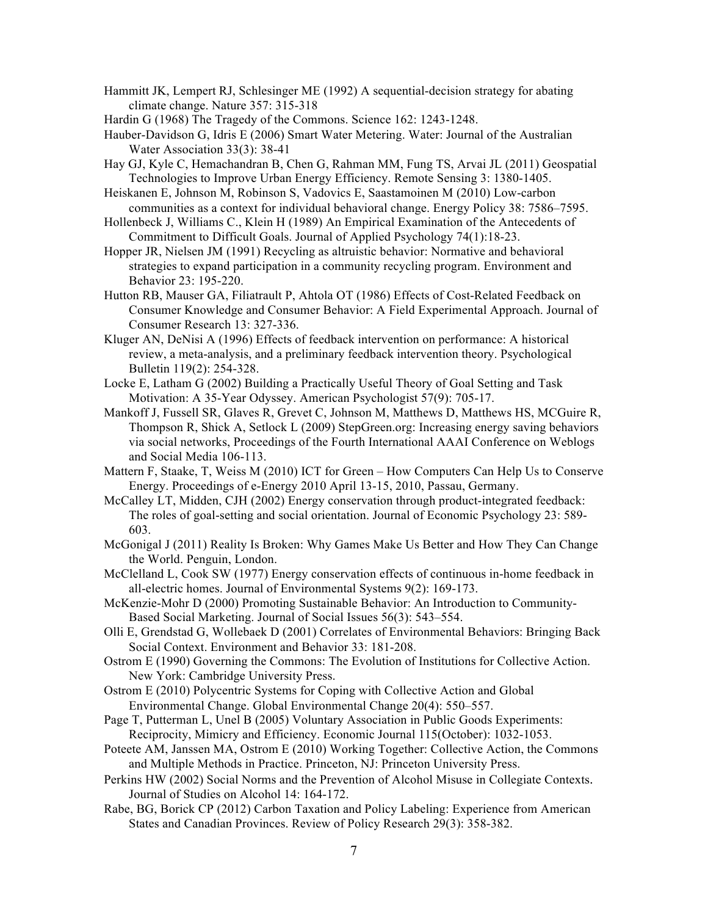Hammitt JK, Lempert RJ, Schlesinger ME (1992) A sequential-decision strategy for abating climate change. Nature 357: 315-318

Hardin G (1968) The Tragedy of the Commons. Science 162: 1243-1248.

Hauber-Davidson G, Idris E (2006) Smart Water Metering. Water: Journal of the Australian Water Association 33(3): 38-41

Hay GJ, Kyle C, Hemachandran B, Chen G, Rahman MM, Fung TS, Arvai JL (2011) Geospatial Technologies to Improve Urban Energy Efficiency. Remote Sensing 3: 1380-1405.

Heiskanen E, Johnson M, Robinson S, Vadovics E, Saastamoinen M (2010) Low-carbon communities as a context for individual behavioral change. Energy Policy 38: 7586–7595.

Hollenbeck J, Williams C., Klein H (1989) An Empirical Examination of the Antecedents of Commitment to Difficult Goals. Journal of Applied Psychology 74(1):18-23.

Hopper JR, Nielsen JM (1991) Recycling as altruistic behavior: Normative and behavioral strategies to expand participation in a community recycling program. Environment and Behavior 23: 195-220.

Hutton RB, Mauser GA, Filiatrault P, Ahtola OT (1986) Effects of Cost-Related Feedback on Consumer Knowledge and Consumer Behavior: A Field Experimental Approach. Journal of Consumer Research 13: 327-336.

Kluger AN, DeNisi A (1996) Effects of feedback intervention on performance: A historical review, a meta-analysis, and a preliminary feedback intervention theory. Psychological Bulletin 119(2): 254-328.

Locke E, Latham G (2002) Building a Practically Useful Theory of Goal Setting and Task Motivation: A 35-Year Odyssey. American Psychologist 57(9): 705-17.

Mankoff J, Fussell SR, Glaves R, Grevet C, Johnson M, Matthews D, Matthews HS, MCGuire R, Thompson R, Shick A, Setlock L (2009) StepGreen.org: Increasing energy saving behaviors via social networks, Proceedings of the Fourth International AAAI Conference on Weblogs and Social Media 106-113.

Mattern F, Staake, T, Weiss M (2010) ICT for Green – How Computers Can Help Us to Conserve Energy. Proceedings of e-Energy 2010 April 13-15, 2010, Passau, Germany.

McCalley LT, Midden, CJH (2002) Energy conservation through product-integrated feedback: The roles of goal-setting and social orientation. Journal of Economic Psychology 23: 589-603.

McGonigal J (2011) Reality Is Broken: Why Games Make Us Better and How They Can Change the World. Penguin, London.

McClelland L, Cook SW (1977) Energy conservation effects of continuous in-home feedback in all-electric homes. Journal of Environmental Systems 9(2): 169-173.

McKenzie-Mohr D (2000) Promoting Sustainable Behavior: An Introduction to Community-Based Social Marketing. Journal of Social Issues 56(3): 543–554.

Olli E, Grendstad G, Wollebaek D (2001) Correlates of Environmental Behaviors: Bringing Back Social Context. Environment and Behavior 33: 181-208.

Ostrom E (1990) Governing the Commons: The Evolution of Institutions for Collective Action. New York: Cambridge University Press.

Ostrom E (2010) Polycentric Systems for Coping with Collective Action and Global Environmental Change. Global Environmental Change 20(4): 550–557.

Page T, Putterman L, Unel B (2005) Voluntary Association in Public Goods Experiments: Reciprocity, Mimicry and Efficiency. Economic Journal 115(October): 1032-1053.

Poteete AM, Janssen MA, Ostrom E (2010) Working Together: Collective Action, the Commons and Multiple Methods in Practice. Princeton, NJ: Princeton University Press.

Perkins HW (2002) Social Norms and the Prevention of Alcohol Misuse in Collegiate Contexts. Journal of Studies on Alcohol 14: 164-172.

Rabe, BG, Borick CP (2012) Carbon Taxation and Policy Labeling: Experience from American States and Canadian Provinces. Review of Policy Research 29(3): 358-382.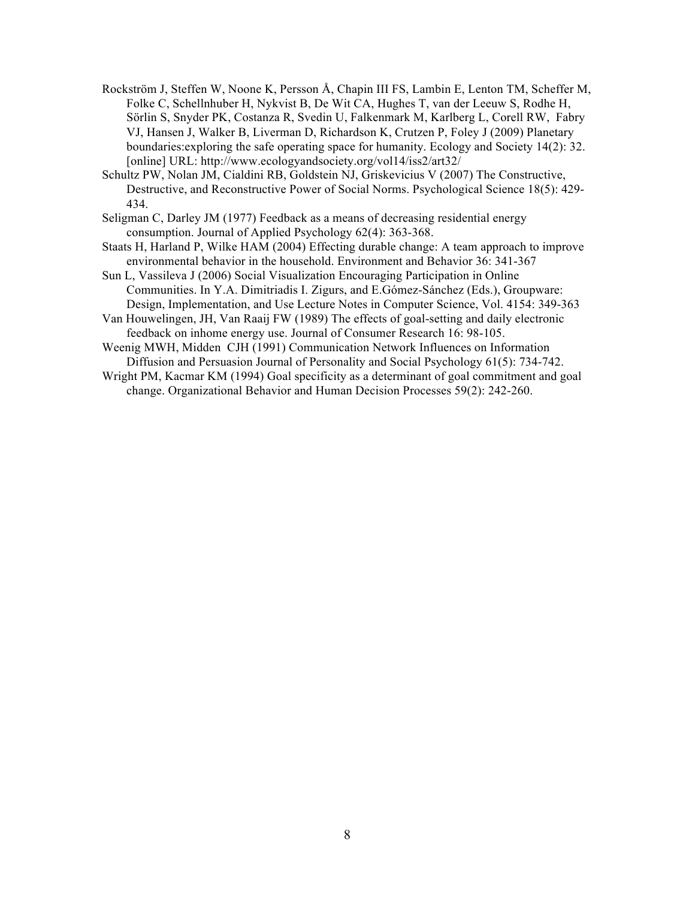Rockström J, Steffen W, Noone K, Persson Å, Chapin III FS, Lambin E, Lenton TM, Scheffer M, Folke C, Schellnhuber H, Nykvist B, De Wit CA, Hughes T, van der Leeuw S, Rodhe H, Sörlin S, Snyder PK, Costanza R, Svedin U, Falkenmark M, Karlberg L, Corell RW, Fabry VJ, Hansen J, Walker B, Liverman D, Richardson K, Crutzen P, Foley J (2009) Planetary boundaries:exploring the safe operating space for humanity. Ecology and Society 14(2): 32. [online] URL: http://www.ecologyandsociety.org/vol14/iss2/art32/

Schultz PW, Nolan JM, Cialdini RB, Goldstein NJ, Griskevicius V (2007) The Constructive, Destructive, and Reconstructive Power of Social Norms. Psychological Science 18(5): 429-434.

Seligman C, Darley JM (1977) Feedback as a means of decreasing residential energy consumption. Journal of Applied Psychology 62(4): 363-368.

Staats H, Harland P, Wilke HAM (2004) Effecting durable change: A team approach to improve environmental behavior in the household. Environment and Behavior 36: 341-367

Sun L, Vassileva J (2006) Social Visualization Encouraging Participation in Online Communities. In Y.A. Dimitriadis I. Zigurs, and E.Gómez-Sánchez (Eds.), Groupware: Design, Implementation, and Use Lecture Notes in Computer Science, Vol. 4154: 349-363

Van Houwelingen, JH, Van Raaij FW (1989) The effects of goal-setting and daily electronic feedback on inhome energy use. Journal of Consumer Research 16: 98-105.

Weenig MWH, Midden CJH (1991) Communication Network Influences on Information Diffusion and Persuasion Journal of Personality and Social Psychology 61(5): 734-742.

Wright PM, Kacmar KM (1994) Goal specificity as a determinant of goal commitment and goal change. Organizational Behavior and Human Decision Processes 59(2): 242-260.